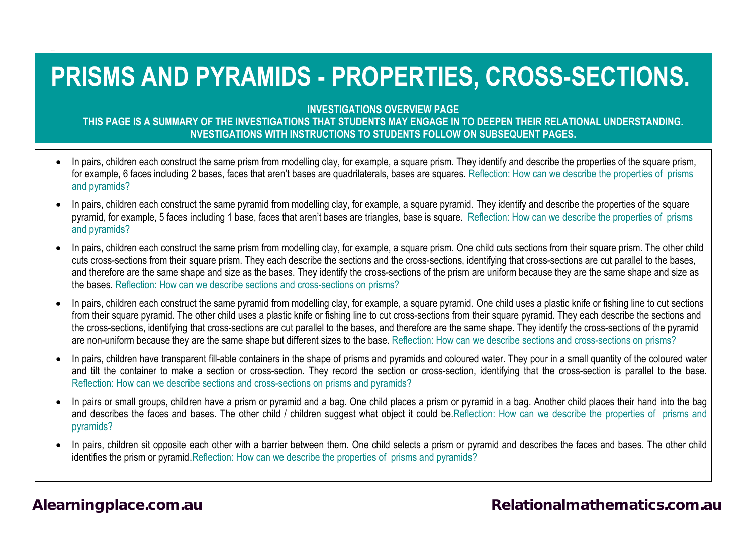# PRISMS AND PYRAMIDS - PROPERTIES, CROSS-SECTIONS.

**INVESTIGATIONS OVERVIEW PAGE**

**THIS PAGE IS A SUMMARY OF THE INVESTIGATIONS THAT STUDENTS MAY ENGAGE IN TO DEEPEN THEIR RELATIONAL UNDERSTANDING. NVESTIGATIONS WITH INSTRUCTIONS TO STUDENTS FOLLOW ON SUBSEQUENT PAGES.**

- In pairs, children each construct the same prism from modelling clay, for example, a square prism. They identify and describe the properties of the square prism, for example, 6 faces including 2 bases, faces that aren't bases are quadrilaterals, bases are squares. Reflection: How can we describe the properties of prisms and pyramids?
- In pairs, children each construct the same pyramid from modelling clay, for example, a square pyramid. They identify and describe the properties of the square pyramid, for example, 5 faces including 1 base, faces that aren't bases are triangles, base is square. Reflection: How can we describe the properties of prisms and pyramids?
- In pairs, children each construct the same prism from modelling clay, for example, a square prism. One child cuts sections from their square prism. The other child cuts cross-sections from their square prism. They each describe the sections and the cross-sections, identifying that cross-sections are cut parallel to the bases, and therefore are the same shape and size as the bases. They identify the cross-sections of the prism are uniform because they are the same shape and size as the bases. Reflection: How can we describe sections and cross-sections on prisms?
- In pairs, children each construct the same pyramid from modelling clay, for example, a square pyramid. One child uses a plastic knife or fishing line to cut sections from their square pyramid. The other child uses a plastic knife or fishing line to cut cross-sections from their square pyramid. They each describe the sections and the cross-sections, identifying that cross-sections are cut parallel to the bases, and therefore are the same shape. They identify the cross-sections of the pyramid are non-uniform because they are the same shape but different sizes to the base. Reflection: How can we describe sections and cross-sections on prisms?
- In pairs, children have transparent fill-able containers in the shape of prisms and pyramids and coloured water. They pour in a small quantity of the coloured water and tilt the container to make a section or cross-section. They record the section or cross-section, identifying that the cross-section is parallel to the base. Reflection: How can we describe sections and cross-sections on prisms and pyramids?
- In pairs or small groups, children have a prism or pyramid and a bag. One child places a prism or pyramid in a bag. Another child places their hand into the bag and describes the faces and bases. The other child / children suggest what object it could be.Reflection: How can we describe the properties of prisms and pyramids?
- In pairs, children sit opposite each other with a barrier between them. One child selects a prism or pyramid and describes the faces and bases. The other child identifies the prism or pyramid.Reflection: How can we describe the properties of prisms and pyramids?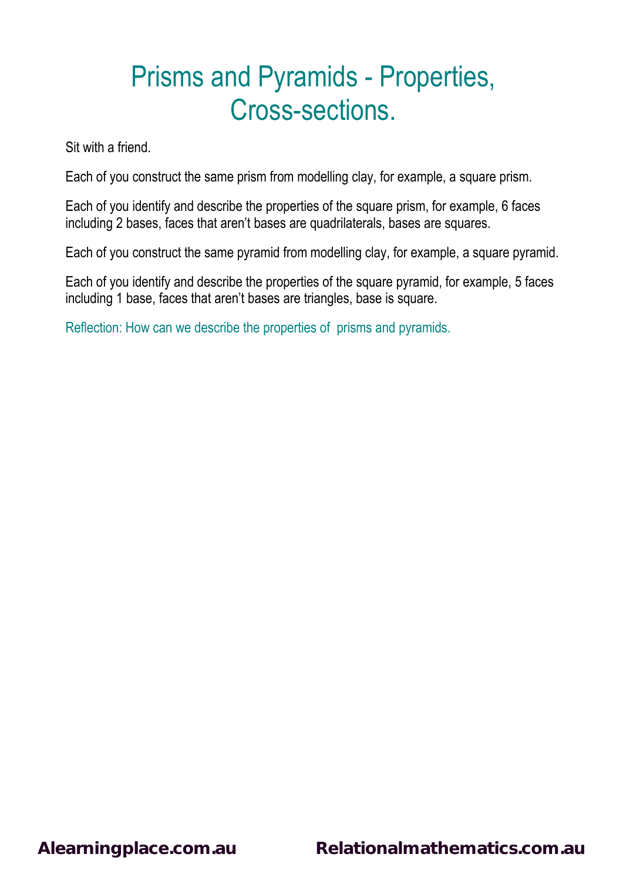# Prisms and Pyramids - Properties, Cross-sections.

Sit with a friend.

Each of you construct the same prism from modelling clay, for example, a square prism.

Each of you identify and describe the properties of the square prism, for example, 6 faces including 2 bases, faces that aren't bases are quadrilaterals, bases are squares.

Each of you construct the same pyramid from modelling clay, for example, a square pyramid.

Each of you identify and describe the properties of the square pyramid, for example, 5 faces including 1 base, faces that aren't bases are triangles, base is square.

Reflection: How can we describe the properties of prisms and pyramids.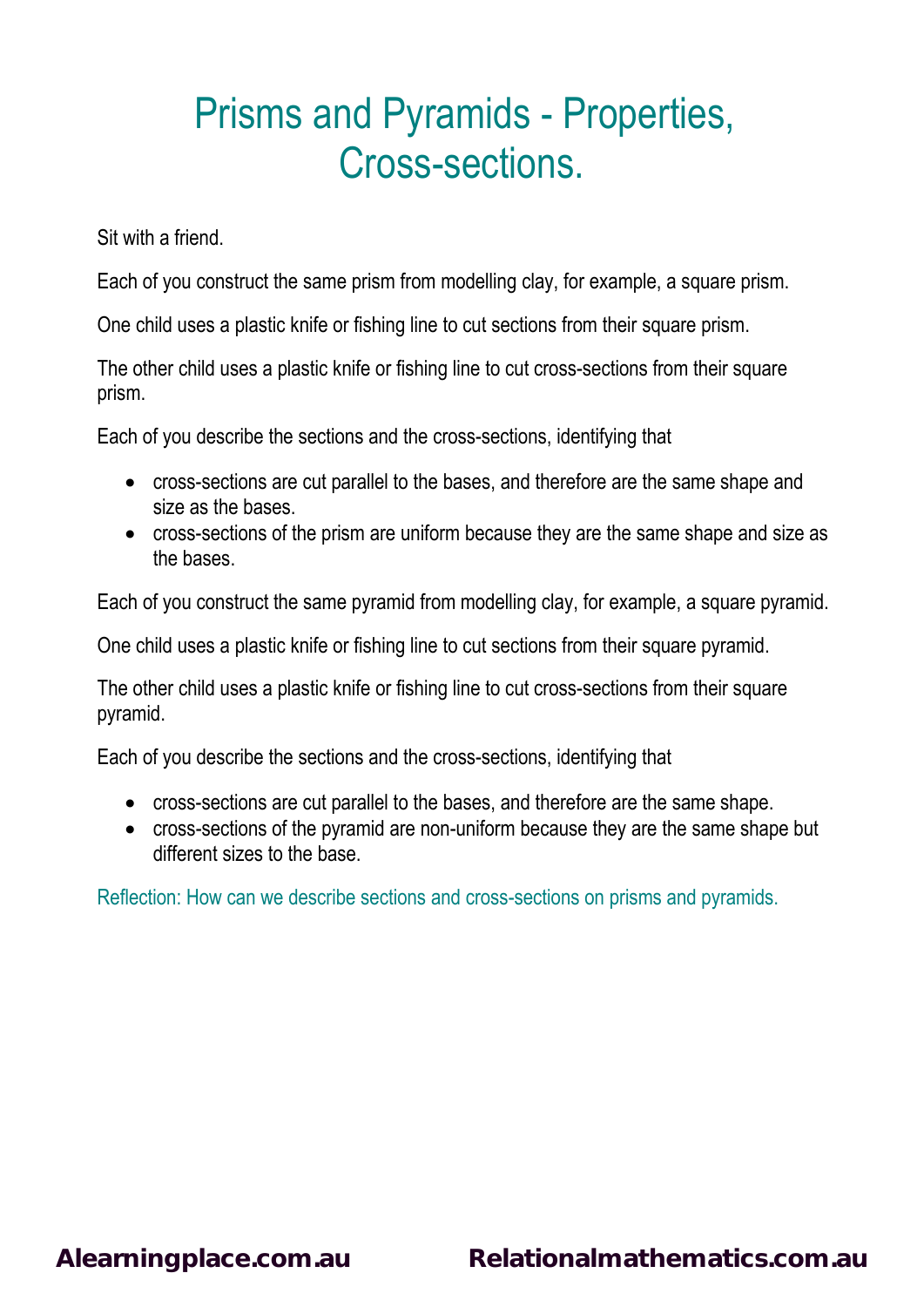# Prisms and Pyramids - Properties, Cross-sections.

Sit with a friend.

Each of you construct the same prism from modelling clay, for example, a square prism.

One child uses a plastic knife or fishing line to cut sections from their square prism.

The other child uses a plastic knife or fishing line to cut cross-sections from their square prism.

Each of you describe the sections and the cross-sections, identifying that

- cross-sections are cut parallel to the bases, and therefore are the same shape and size as the bases.
- cross-sections of the prism are uniform because they are the same shape and size as the bases.

Each of you construct the same pyramid from modelling clay, for example, a square pyramid.

One child uses a plastic knife or fishing line to cut sections from their square pyramid.

The other child uses a plastic knife or fishing line to cut cross-sections from their square pyramid.

Each of you describe the sections and the cross-sections, identifying that

- cross-sections are cut parallel to the bases, and therefore are the same shape.
- cross-sections of the pyramid are non-uniform because they are the same shape but different sizes to the base.

Reflection: How can we describe sections and cross-sections on prisms and pyramids.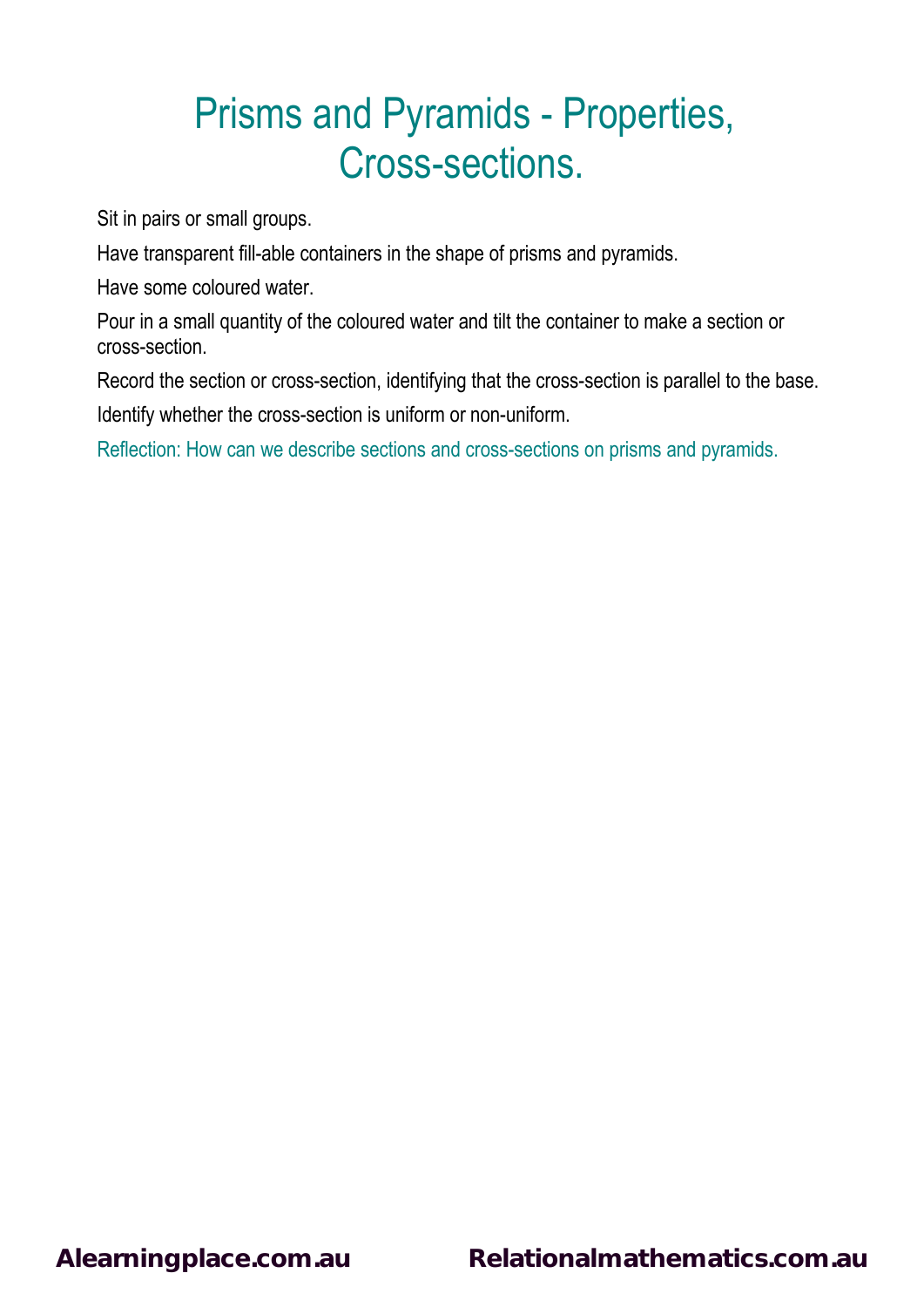# Prisms and Pyramids - Properties, Cross-sections.

Sit in pairs or small groups.

Have transparent fill-able containers in the shape of prisms and pyramids.

Have some coloured water.

Pour in a small quantity of the coloured water and tilt the container to make a section or cross-section.

Record the section or cross-section, identifying that the cross-section is parallel to the base.

Identify whether the cross-section is uniform or non-uniform.

Reflection: How can we describe sections and cross-sections on prisms and pyramids.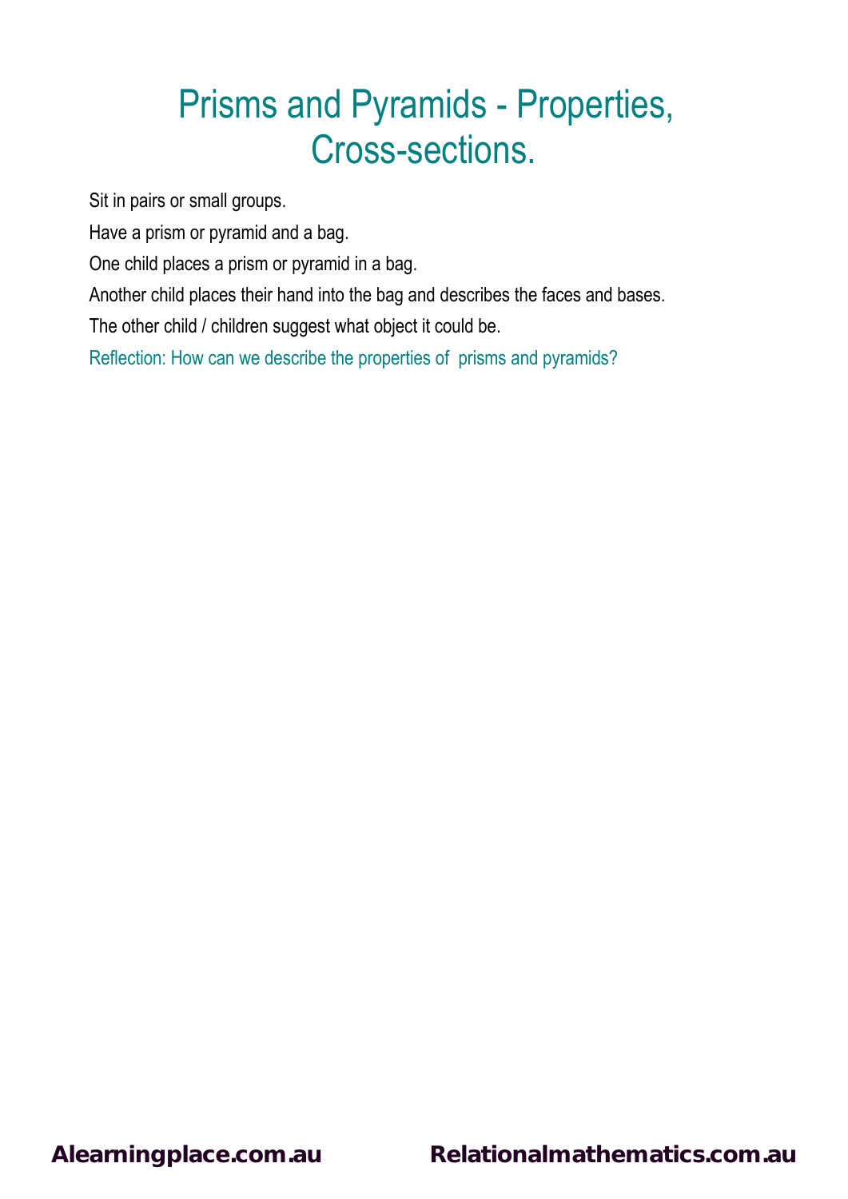# Prisms and Pyramids - Properties, Cross-sections.

Sit in pairs or small groups.

Have a prism or pyramid and a bag.

One child places a prism or pyramid in a bag.

Another child places their hand into the bag and describes the faces and bases.

The other child / children suggest what object it could be.

Reflection: How can we describe the properties of prisms and pyramids?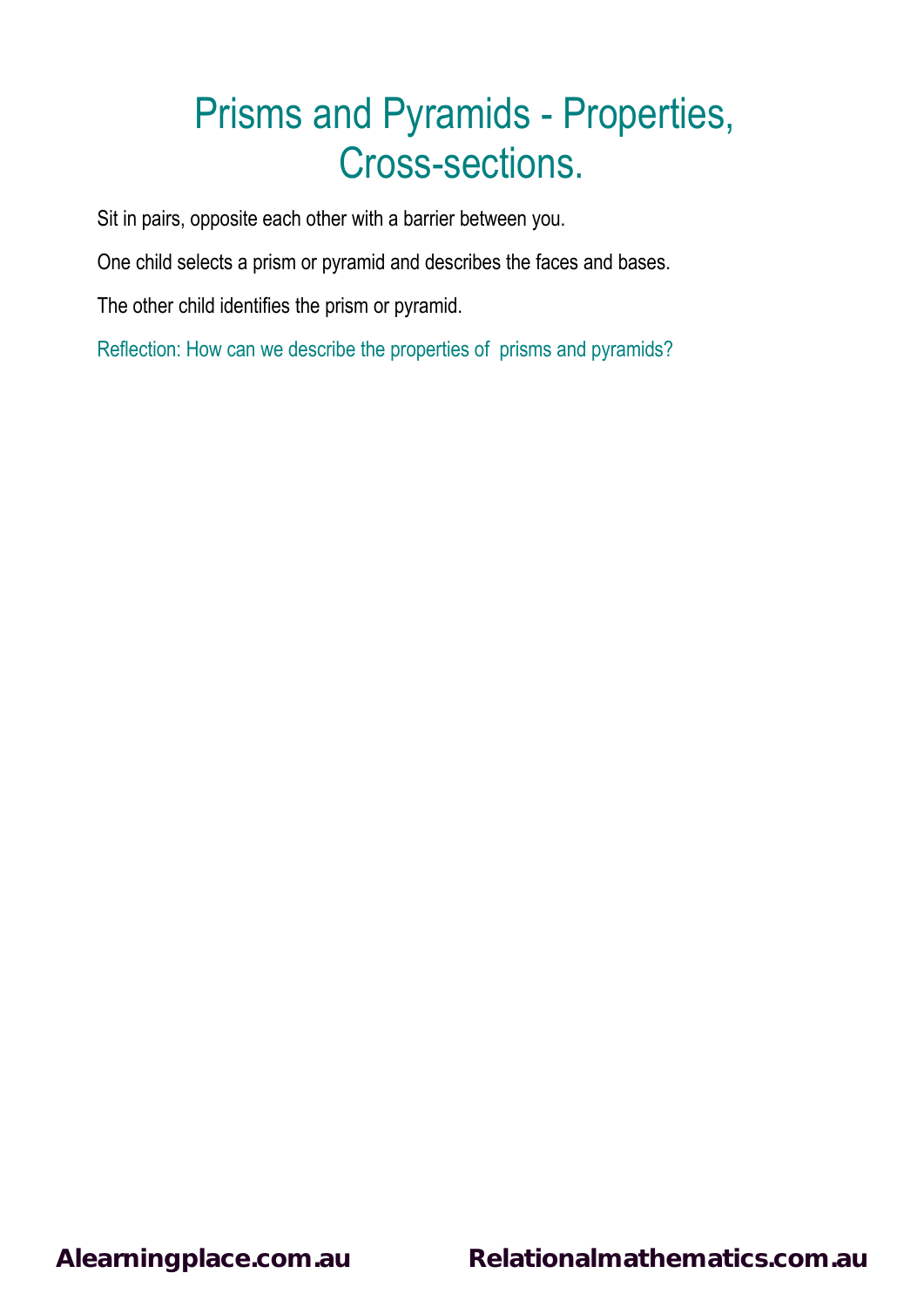# Prisms and Pyramids - Properties, Cross-sections.

Sit in pairs, opposite each other with a barrier between you.

One child selects a prism or pyramid and describes the faces and bases.

The other child identifies the prism or pyramid.

Reflection: How can we describe the properties of prisms and pyramids?